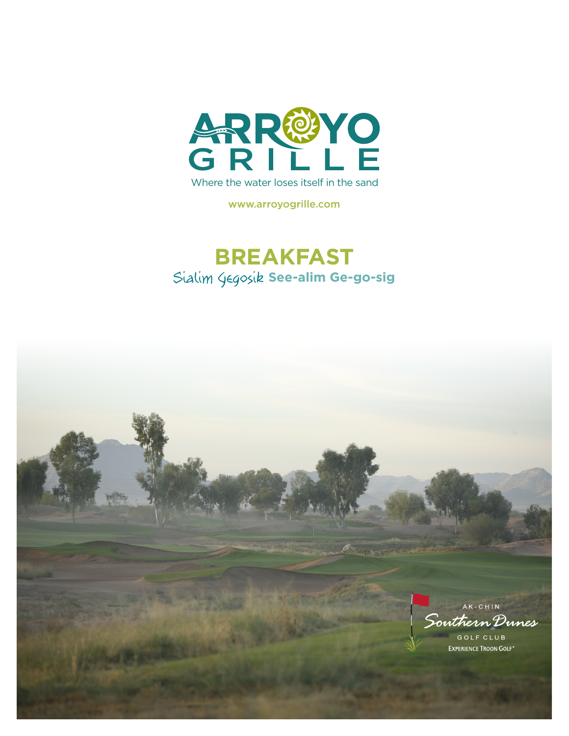# ARROYO GRILLE

Where the water loses itself in the sand

www.arroyogrille.com

## BREAKFAST

Sialim Gegosik **See-alim Ge-go-sig**

AK-CHIN

Southern Dunes

GOLF CLUB

EXPERIENCE TROON GOLF®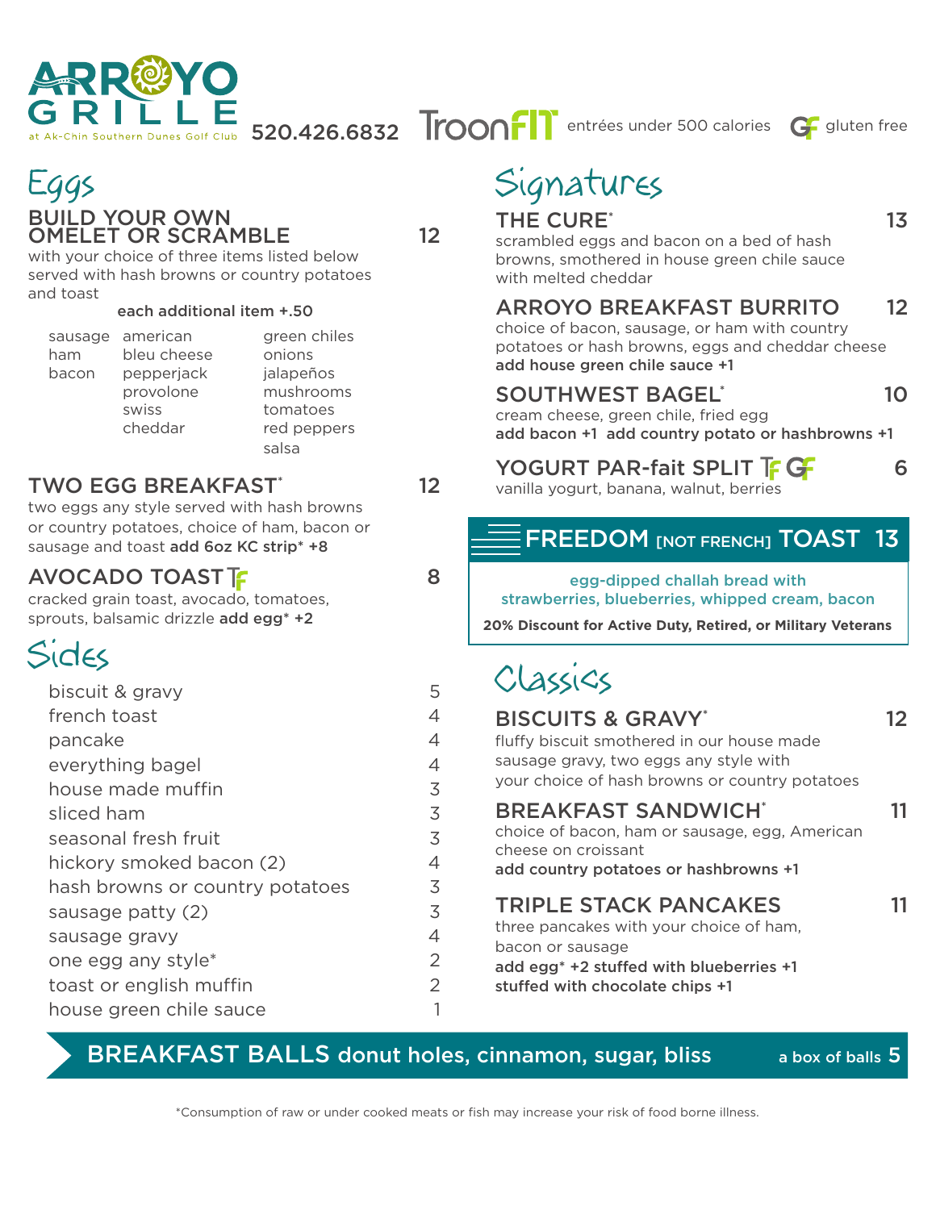# ARROYO GRILLE

at Ak-Chin Southern Dunes Golf Club

520.426.6832

TroonFIT entrées under 500 calories — GF gluten free

## Eggs

### BUILD YOUR OWN OMELET OR SCRAMBLE — 12

with your choice of three items listed below served with hash browns or country potatoes and toast

**each additional item +.50**

| | | |
|---|---|---|
| sausage | american | green chiles |
| ham | bleu cheese | onions |
| bacon | pepperjack | jalapeños |
| | provolone | mushrooms |
| | swiss | tomatoes |
| | cheddar | red peppers |
| | | salsa |

### TWO EGG BREAKFAST* — 12

two eggs any style served with hash browns or country potatoes, choice of ham, bacon or sausage and toast **add 6oz KC strip* +8**

### AVOCADO TOAST TF — 8

cracked grain toast, avocado, tomatoes, sprouts, balsamic drizzle **add egg* +2**

## Sides

| | |
|---|---|
| biscuit & gravy | 5 |
| french toast | 4 |
| pancake | 4 |
| everything bagel | 4 |
| house made muffin | 3 |
| sliced ham | 3 |
| seasonal fresh fruit | 3 |
| hickory smoked bacon (2) | 4 |
| hash browns or country potatoes | 3 |
| sausage patty (2) | 3 |
| sausage gravy | 4 |
| one egg any style* | 2 |
| toast or english muffin | 2 |
| house green chile sauce | 1 |

## Signatures

### THE CURE* — 13

scrambled eggs and bacon on a bed of hash browns, smothered in house green chile sauce with melted cheddar

### ARROYO BREAKFAST BURRITO — 12

choice of bacon, sausage, or ham with country potatoes or hash browns, eggs and cheddar cheese **add house green chile sauce +1**

### SOUTHWEST BAGEL* — 10

cream cheese, green chile, fried egg **add bacon +1 add country potato or hashbrowns +1**

### YOGURT PAR-fait SPLIT TF GF — 6

vanilla yogurt, banana, walnut, berries

### FREEDOM [NOT FRENCH] TOAST — 13

egg-dipped challah bread with strawberries, blueberries, whipped cream, bacon

**20% Discount for Active Duty, Retired, or Military Veterans**

## Classics

### BISCUITS & GRAVY* — 12

fluffy biscuit smothered in our house made sausage gravy, two eggs any style with your choice of hash browns or country potatoes

### BREAKFAST SANDWICH* — 11

choice of bacon, ham or sausage, egg, American cheese on croissant **add country potatoes or hashbrowns +1**

### TRIPLE STACK PANCAKES — 11

three pancakes with your choice of ham, bacon or sausage **add egg* +2 stuffed with blueberries +1 stuffed with chocolate chips +1**

### BREAKFAST BALLS donut holes, cinnamon, sugar, bliss — a box of balls 5

*Consumption of raw or under cooked meats or fish may increase your risk of food borne illness.